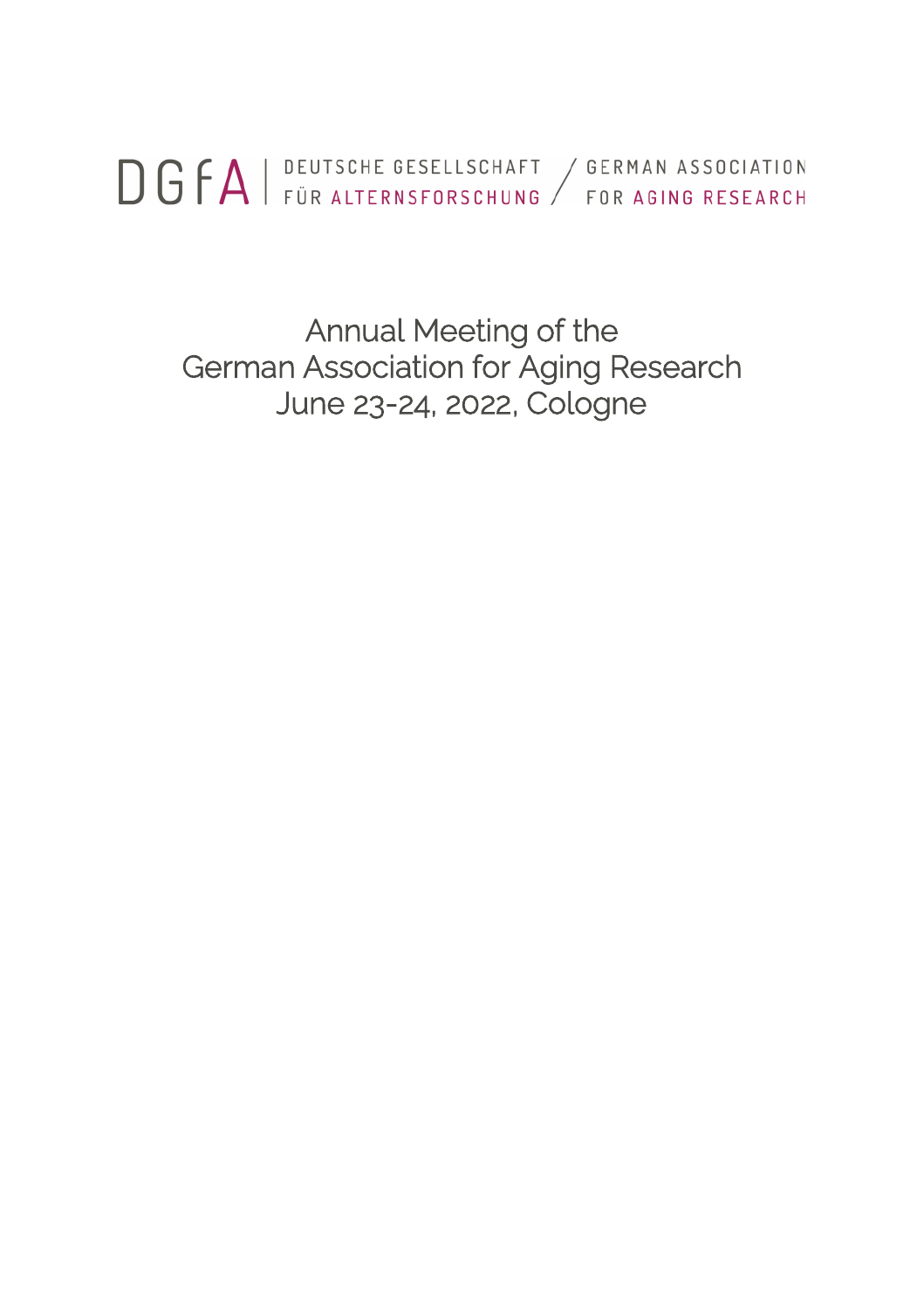DGfA | DEUTSCHE GESELLSCHAFT FÜR ALTERNSFORSCHUNG / GERMAN ASSOCIATION FOR AGING RESEARCH

# Annual Meeting of the German Association for Aging Research June 23-24, 2022, Cologne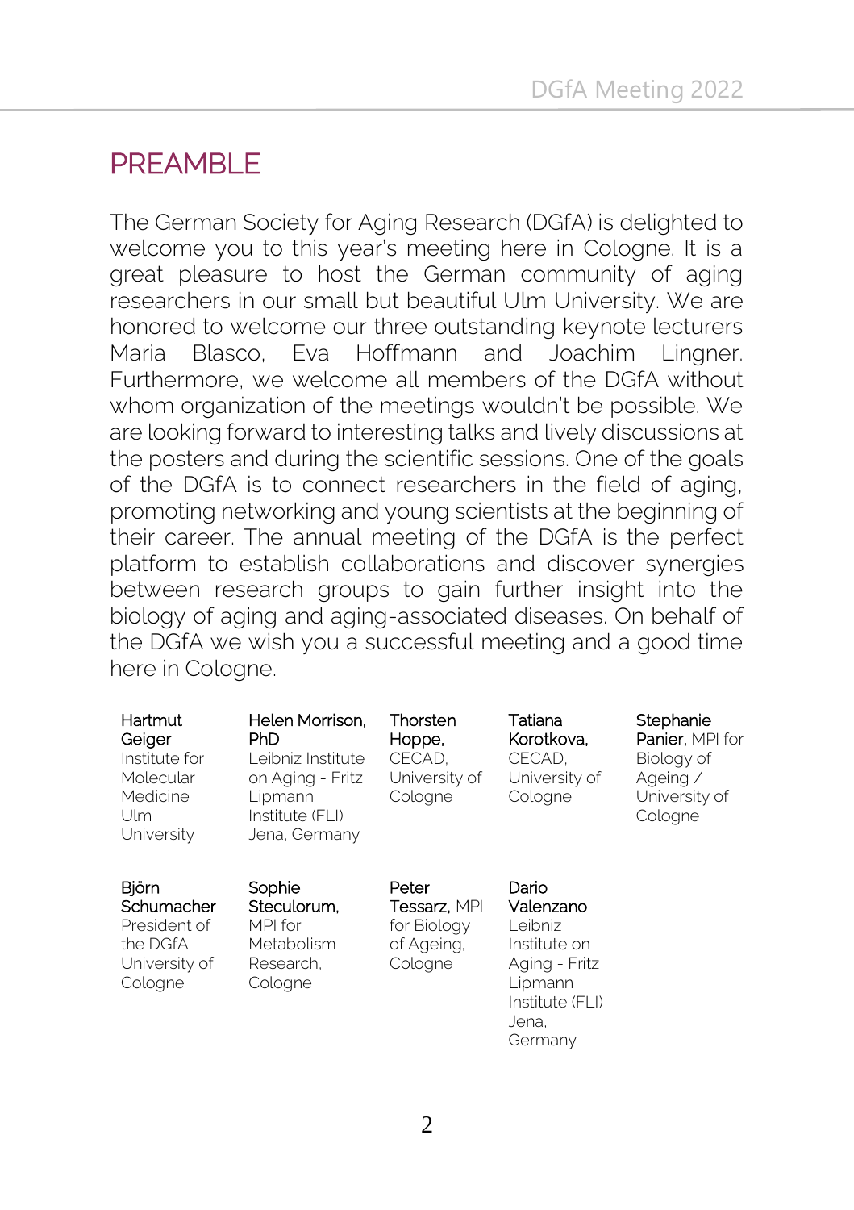# PREAMBLE

The German Society for Aging Research (DGfA) is delighted to welcome you to this year's meeting here in Cologne. It is a great pleasure to host the German community of aging researchers in our small but beautiful Ulm University. We are honored to welcome our three outstanding keynote lecturers Maria Blasco, Eva Hoffmann and Joachim Lingner. Furthermore, we welcome all members of the DGfA without whom organization of the meetings wouldn't be possible. We are looking forward to interesting talks and lively discussions at the posters and during the scientific sessions. One of the goals of the DGfA is to connect researchers in the field of aging, promoting networking and young scientists at the beginning of their career. The annual meeting of the DGfA is the perfect platform to establish collaborations and discover synergies between research groups to gain further insight into the biology of aging and aging-associated diseases. On behalf of the DGfA we wish you a successful meeting and a good time here in Cologne.

**Hartmut Geiger**
Institute for Molecular Medicine Ulm University

**Helen Morrison, PhD**
Leibniz Institute on Aging - Fritz Lipmann Institute (FLI) Jena, Germany

**Thorsten Hoppe,**
CECAD, University of Cologne

**Tatiana Korotkova,**
CECAD, University of Cologne

**Stephanie Panier,** MPI for Biology of Ageing / University of Cologne

**Björn Schumacher**
President of the DGfA University of Cologne

**Sophie Steculorum,**
MPI for Metabolism Research, Cologne

**Peter Tessarz,** MPI for Biology of Ageing, Cologne

**Dario Valenzano**
Leibniz Institute on Aging - Fritz Lipmann Institute (FLI) Jena, Germany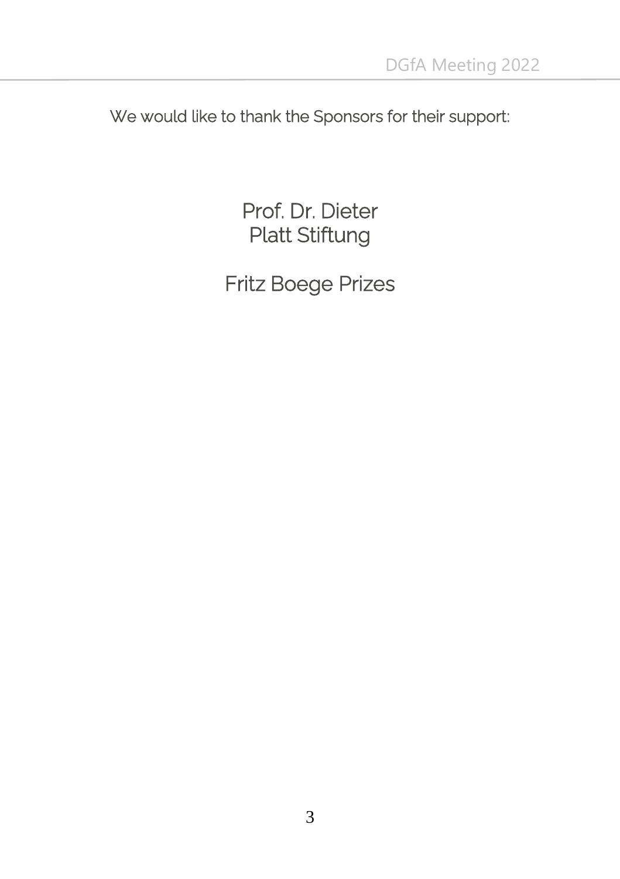We would like to thank the Sponsors for their support:

Prof. Dr. Dieter
Platt Stiftung

Fritz Boege Prizes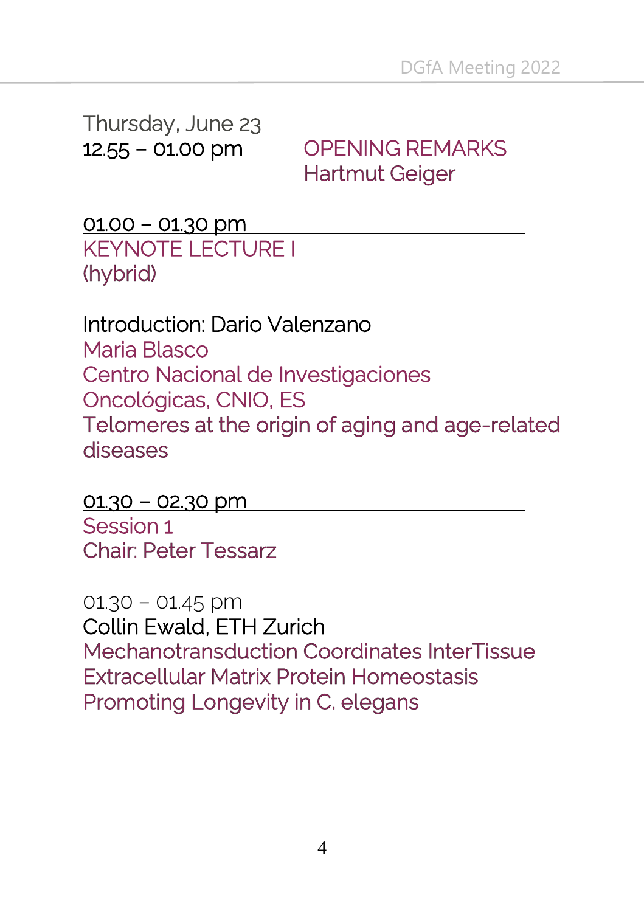Thursday, June 23

12.55 – 01.00 pm OPENING REMARKS
Hartmut Geiger

01.00 – 01.30 pm

KEYNOTE LECTURE I
(hybrid)

Introduction: Dario Valenzano

Maria Blasco
Centro Nacional de Investigaciones
Oncológicas, CNIO, ES
Telomeres at the origin of aging and age-related diseases

01.30 – 02.30 pm

Session 1
Chair: Peter Tessarz

01.30 – 01.45 pm
Collin Ewald, ETH Zurich
Mechanotransduction Coordinates InterTissue Extracellular Matrix Protein Homeostasis Promoting Longevity in C. elegans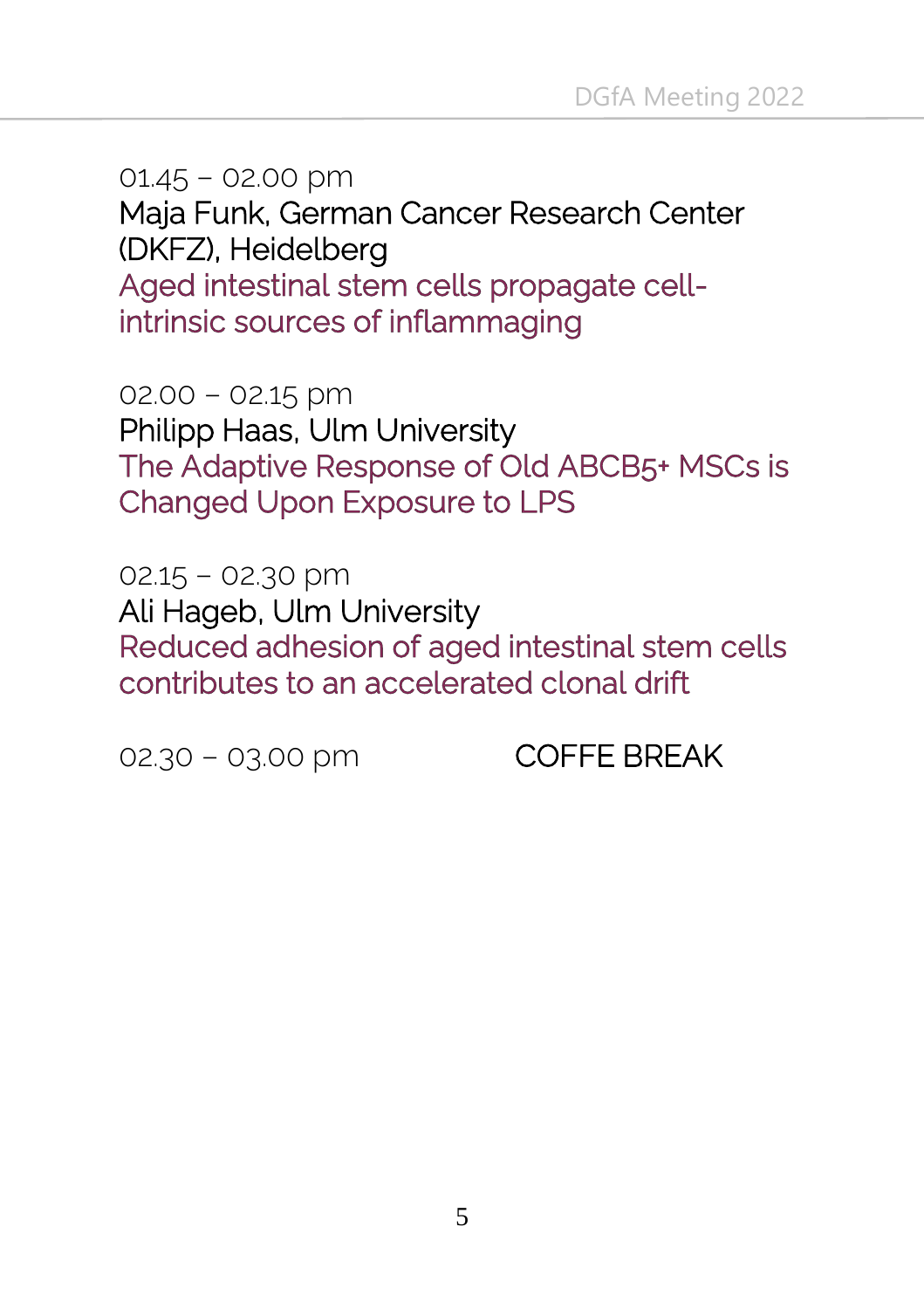01.45 – 02.00 pm
Maja Funk, German Cancer Research Center (DKFZ), Heidelberg
Aged intestinal stem cells propagate cell-intrinsic sources of inflammaging

02.00 – 02.15 pm
Philipp Haas, Ulm University
The Adaptive Response of Old ABCB5+ MSCs is Changed Upon Exposure to LPS

02.15 – 02.30 pm
Ali Hageb, Ulm University
Reduced adhesion of aged intestinal stem cells contributes to an accelerated clonal drift

02.30 – 03.00 pm COFFE BREAK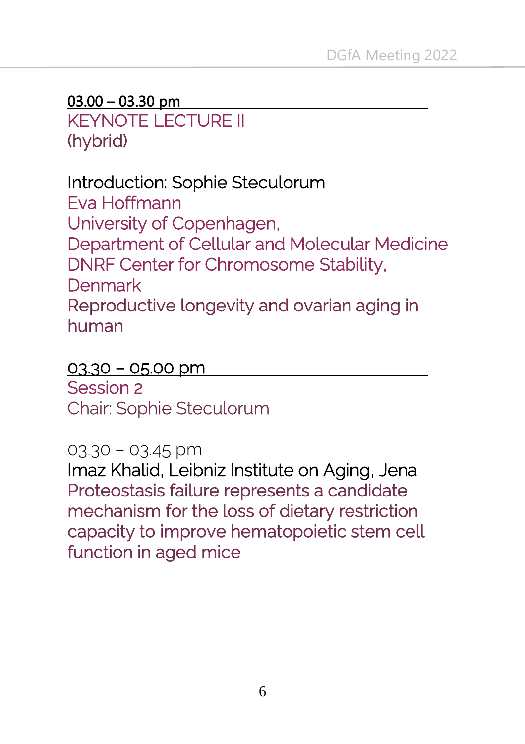**03.00 – 03.30 pm**

KEYNOTE LECTURE II
(hybrid)

Introduction: Sophie Steculorum
Eva Hoffmann
University of Copenhagen,
Department of Cellular and Molecular Medicine
DNRF Center for Chromosome Stability,
Denmark
Reproductive longevity and ovarian aging in human

**03.30 – 05.00 pm**

Session 2
Chair: Sophie Steculorum

03.30 – 03.45 pm
Imaz Khalid, Leibniz Institute on Aging, Jena
Proteostasis failure represents a candidate mechanism for the loss of dietary restriction capacity to improve hematopoietic stem cell function in aged mice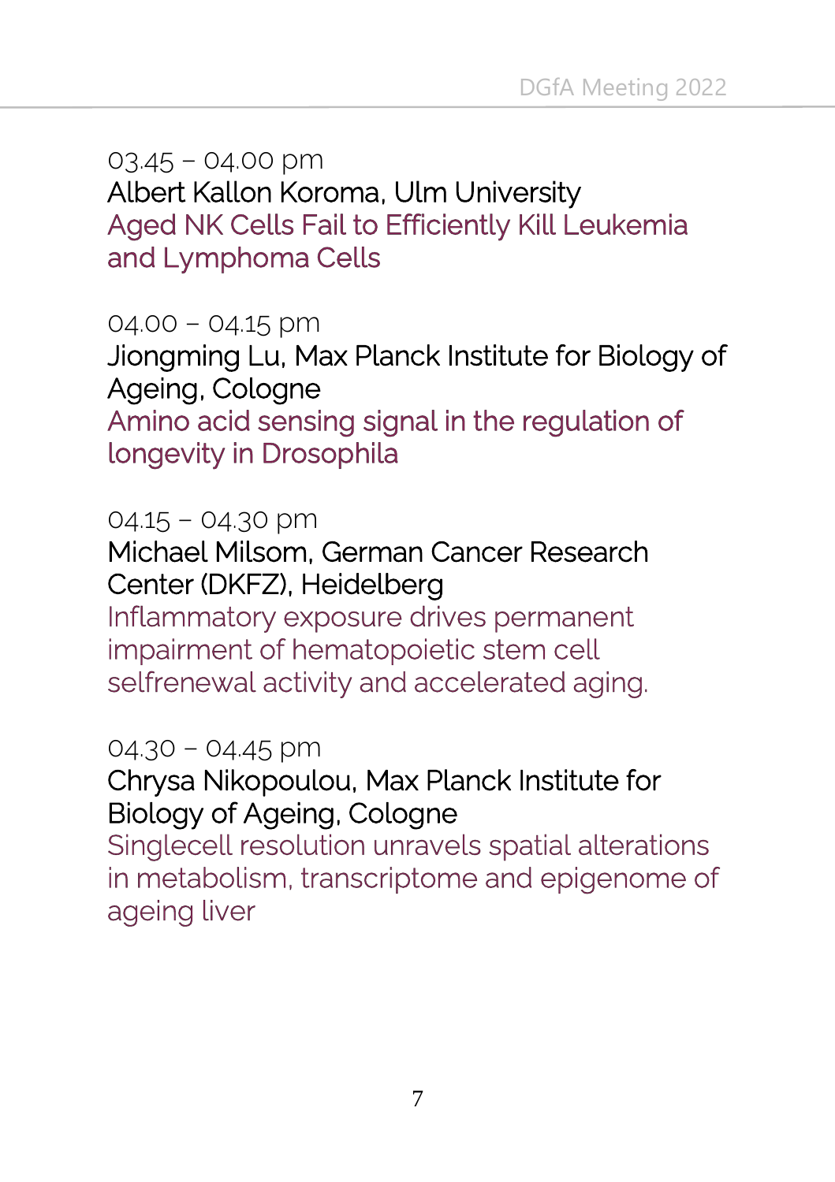03.45 – 04.00 pm
Albert Kallon Koroma, Ulm University
Aged NK Cells Fail to Efficiently Kill Leukemia and Lymphoma Cells

04.00 – 04.15 pm
Jiongming Lu, Max Planck Institute for Biology of Ageing, Cologne
Amino acid sensing signal in the regulation of longevity in Drosophila

04.15 – 04.30 pm
Michael Milsom, German Cancer Research Center (DKFZ), Heidelberg
Inflammatory exposure drives permanent impairment of hematopoietic stem cell selfrenewal activity and accelerated aging.

04.30 – 04.45 pm
Chrysa Nikopoulou, Max Planck Institute for Biology of Ageing, Cologne
Singlecell resolution unravels spatial alterations in metabolism, transcriptome and epigenome of ageing liver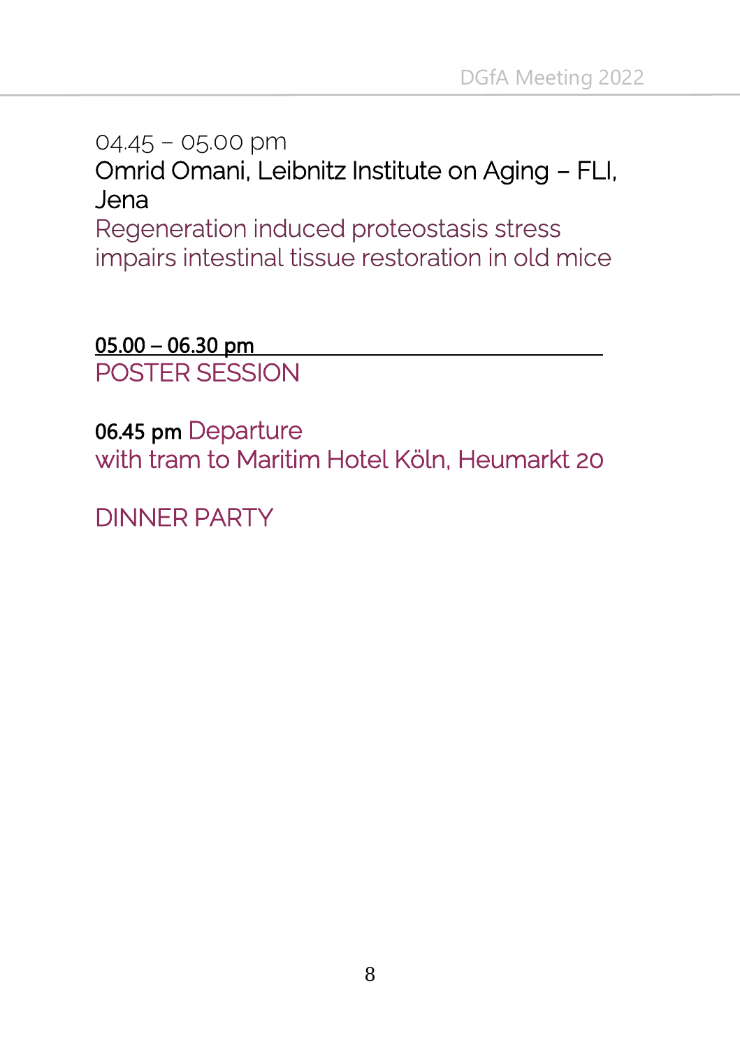04.45 – 05.00 pm
Omrid Omani, Leibnitz Institute on Aging – FLI, Jena
Regeneration induced proteostasis stress impairs intestinal tissue restoration in old mice

**05.00 – 06.30 pm**
POSTER SESSION

**06.45 pm** Departure
with tram to Maritim Hotel Köln, Heumarkt 20

DINNER PARTY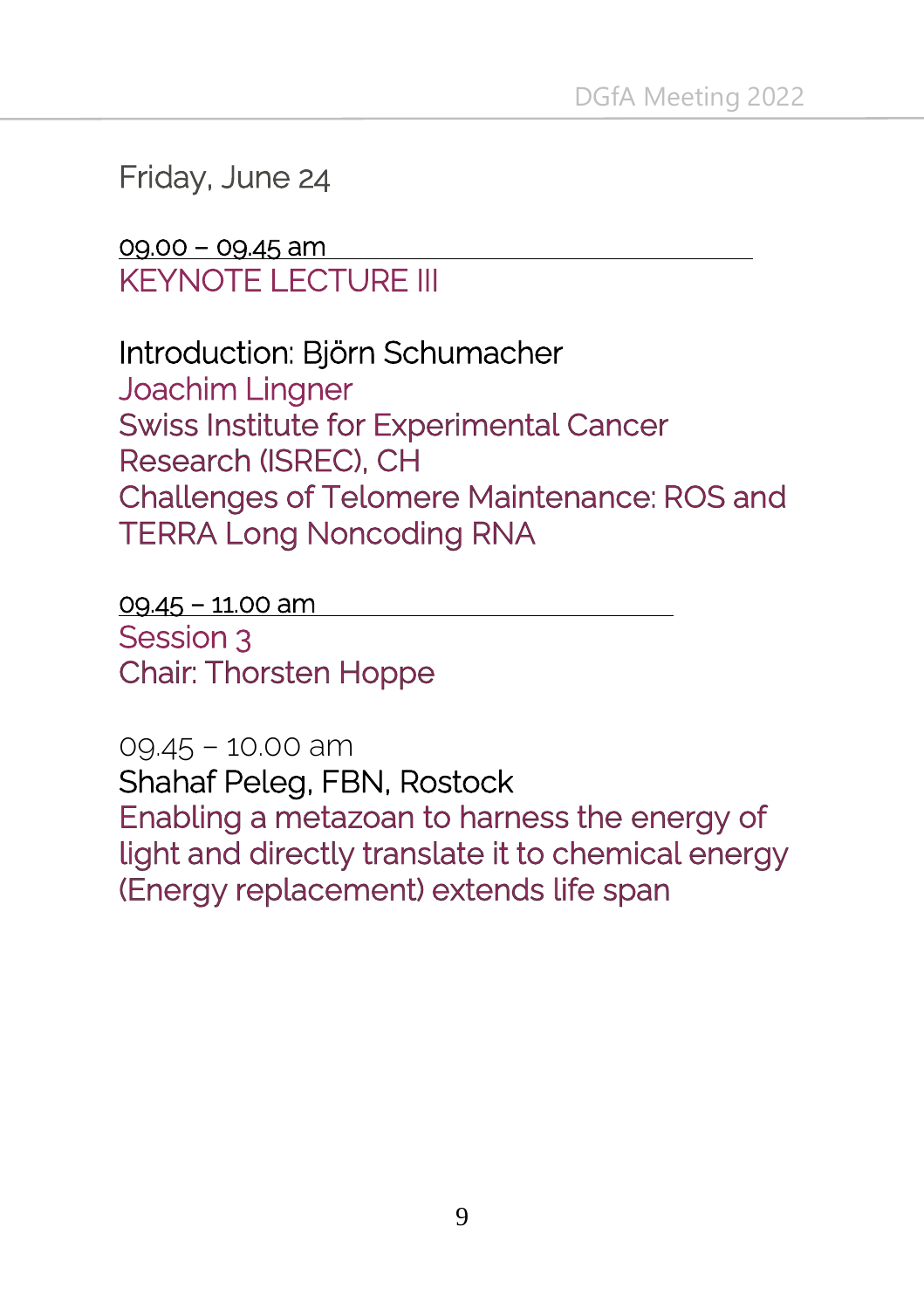## Friday, June 24

09.00 – 09.45 am

### KEYNOTE LECTURE III

Introduction: Björn Schumacher

Joachim Lingner
Swiss Institute for Experimental Cancer Research (ISREC), CH
Challenges of Telomere Maintenance: ROS and TERRA Long Noncoding RNA

09.45 – 11.00 am

### Session 3
Chair: Thorsten Hoppe

09.45 – 10.00 am
Shahaf Peleg, FBN, Rostock
Enabling a metazoan to harness the energy of light and directly translate it to chemical energy (Energy replacement) extends life span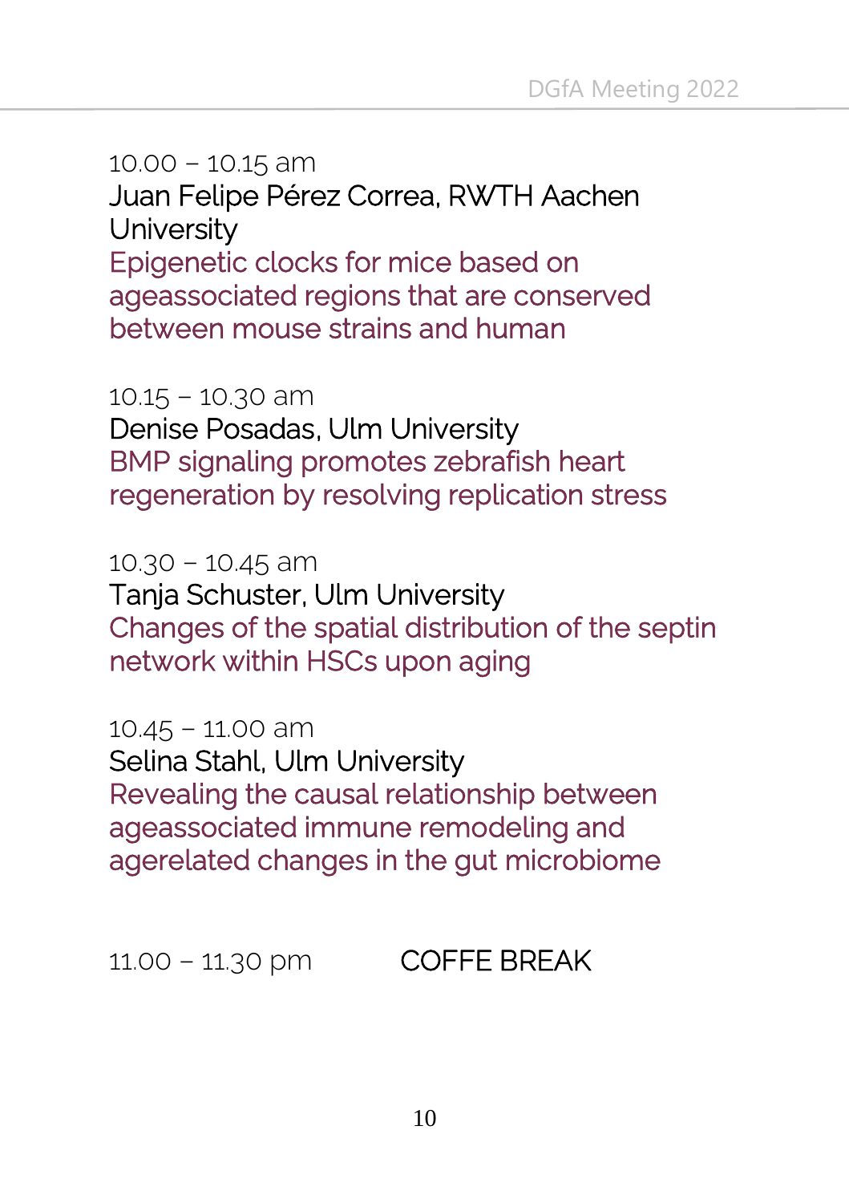10.00 – 10.15 am
Juan Felipe Pérez Correa, RWTH Aachen University
Epigenetic clocks for mice based on ageassociated regions that are conserved between mouse strains and human

10.15 – 10.30 am
Denise Posadas, Ulm University
BMP signaling promotes zebrafish heart regeneration by resolving replication stress

10.30 – 10.45 am
Tanja Schuster, Ulm University
Changes of the spatial distribution of the septin network within HSCs upon aging

10.45 – 11.00 am
Selina Stahl, Ulm University
Revealing the causal relationship between ageassociated immune remodeling and agerelated changes in the gut microbiome

11.00 – 11.30 pm COFFE BREAK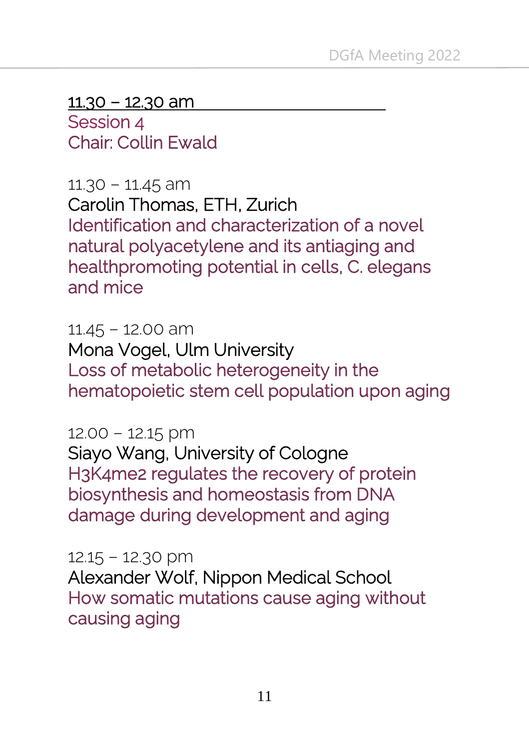11.30 – 12.30 am

## Session 4

Chair: Collin Ewald

11.30 – 11.45 am

Carolin Thomas, ETH, Zurich

Identification and characterization of a novel natural polyacetylene and its antiaging and healthpromoting potential in cells, C. elegans and mice

11.45 – 12.00 am

Mona Vogel, Ulm University

Loss of metabolic heterogeneity in the hematopoietic stem cell population upon aging

12.00 – 12.15 pm

Siayo Wang, University of Cologne

H3K4me2 regulates the recovery of protein biosynthesis and homeostasis from DNA damage during development and aging

12.15 – 12.30 pm

Alexander Wolf, Nippon Medical School

How somatic mutations cause aging without causing aging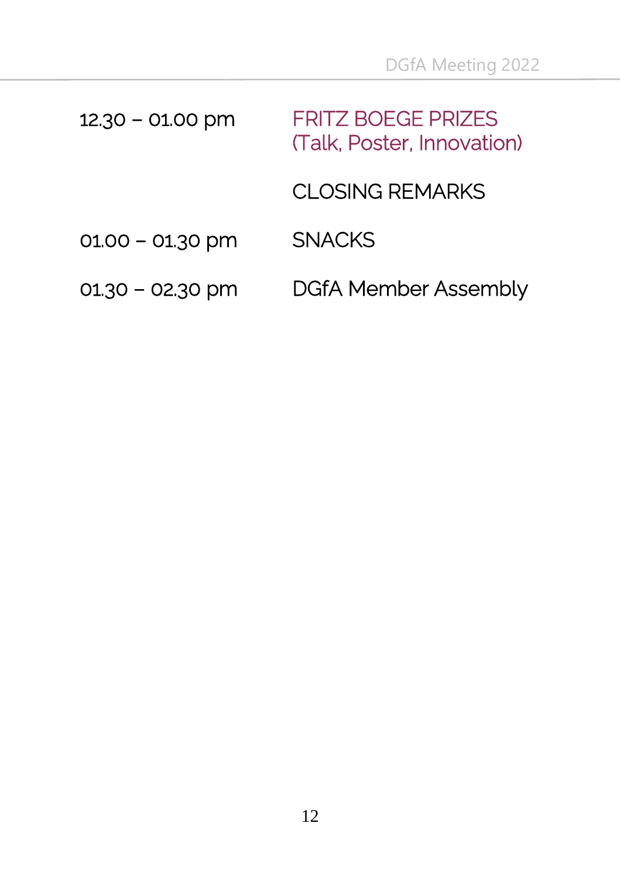| | |
|---|---|
| 12.30 – 01.00 pm | FRITZ BOEGE PRIZES (Talk, Poster, Innovation) |
| | CLOSING REMARKS |
| 01.00 – 01.30 pm | SNACKS |
| 01.30 – 02.30 pm | DGfA Member Assembly |